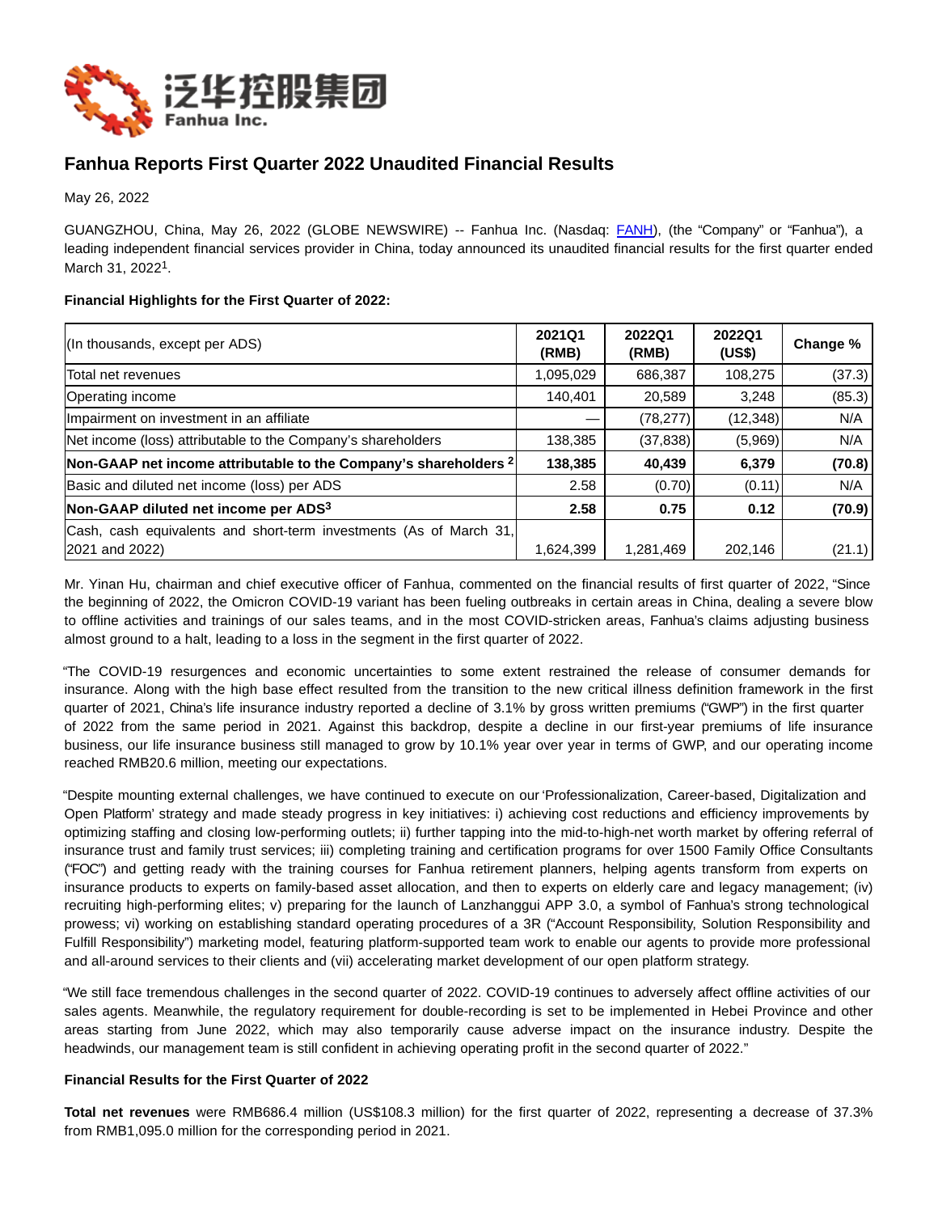# Fanhua Reports First Quarter 2022 Unaudited Financial Results

May 26, 2022

GUANGZHOU, China, May 26, 2022 (GLOBE NEWSWIRE) -- Fanhua Inc. (Nasdaq: FANH), (the "Company" or "Fanhua"), a leading independent financial services provider in China, today announced its unaudited financial results for the first quarter ended March 31, 2022[1].

**Financial Highlights for the First Quarter of 2022:**

| (In thousands, except per ADS) | 2021Q1 (RMB) | 2022Q1 (RMB) | 2022Q1 (US$) | Change % |
|---|---|---|---|---|
| Total net revenues | 1,095,029 | 686,387 | 108,275 | (37.3) |
| Operating income | 140,401 | 20,589 | 3,248 | (85.3) |
| Impairment on investment in an affiliate | — | (78,277) | (12,348) | N/A |
| Net income (loss) attributable to the Company's shareholders | 138,385 | (37,838) | (5,969) | N/A |
| **Non-GAAP net income attributable to the Company's shareholders [2]** | **138,385** | **40,439** | **6,379** | **(70.8)** |
| Basic and diluted net income (loss) per ADS | 2.58 | (0.70) | (0.11) | N/A |
| **Non-GAAP diluted net income per ADS[3]** | **2.58** | **0.75** | **0.12** | **(70.9)** |
| Cash, cash equivalents and short-term investments (As of March 31, 2021 and 2022) | 1,624,399 | 1,281,469 | 202,146 | (21.1) |

Mr. Yinan Hu, chairman and chief executive officer of Fanhua, commented on the financial results of first quarter of 2022, "Since the beginning of 2022, the Omicron COVID-19 variant has been fueling outbreaks in certain areas in China, dealing a severe blow to offline activities and trainings of our sales teams, and in the most COVID-stricken areas, Fanhua's claims adjusting business almost ground to a halt, leading to a loss in the segment in the first quarter of 2022.

"The COVID-19 resurgences and economic uncertainties to some extent restrained the release of consumer demands for insurance. Along with the high base effect resulted from the transition to the new critical illness definition framework in the first quarter of 2021, China's life insurance industry reported a decline of 3.1% by gross written premiums ("GWP") in the first quarter of 2022 from the same period in 2021. Against this backdrop, despite a decline in our first-year premiums of life insurance business, our life insurance business still managed to grow by 10.1% year over year in terms of GWP, and our operating income reached RMB20.6 million, meeting our expectations.

"Despite mounting external challenges, we have continued to execute on our 'Professionalization, Career-based, Digitalization and Open Platform' strategy and made steady progress in key initiatives: i) achieving cost reductions and efficiency improvements by optimizing staffing and closing low-performing outlets; ii) further tapping into the mid-to-high-net worth market by offering referral of insurance trust and family trust services; iii) completing training and certification programs for over 1500 Family Office Consultants ("FOC") and getting ready with the training courses for Fanhua retirement planners, helping agents transform from experts on insurance products to experts on family-based asset allocation, and then to experts on elderly care and legacy management; (iv) recruiting high-performing elites; v) preparing for the launch of Lanzhanggui APP 3.0, a symbol of Fanhua's strong technological prowess; vi) working on establishing standard operating procedures of a 3R ("Account Responsibility, Solution Responsibility and Fulfill Responsibility") marketing model, featuring platform-supported team work to enable our agents to provide more professional and all-around services to their clients and (vii) accelerating market development of our open platform strategy.

"We still face tremendous challenges in the second quarter of 2022. COVID-19 continues to adversely affect offline activities of our sales agents. Meanwhile, the regulatory requirement for double-recording is set to be implemented in Hebei Province and other areas starting from June 2022, which may also temporarily cause adverse impact on the insurance industry. Despite the headwinds, our management team is still confident in achieving operating profit in the second quarter of 2022."

**Financial Results for the First Quarter of 2022**

**Total net revenues** were RMB686.4 million (US$108.3 million) for the first quarter of 2022, representing a decrease of 37.3% from RMB1,095.0 million for the corresponding period in 2021.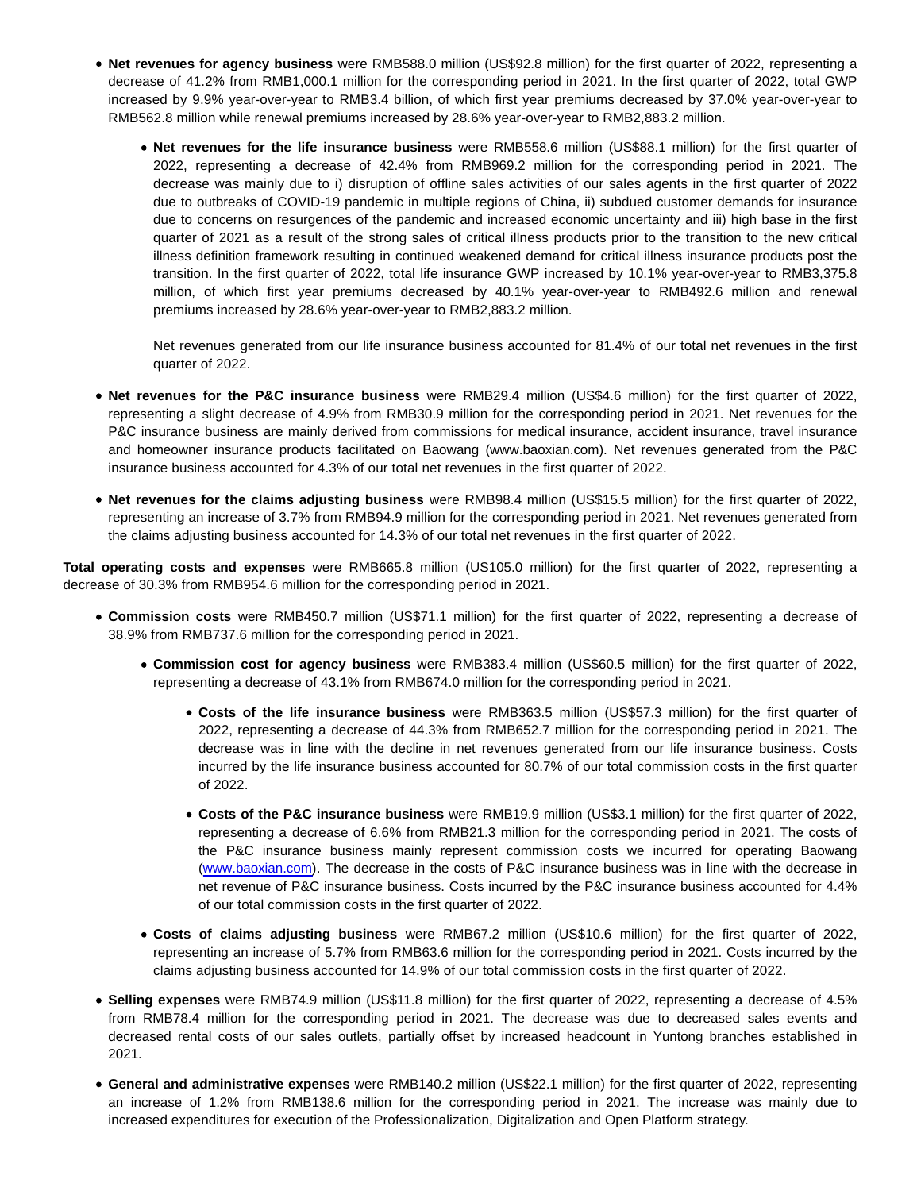- **Net revenues for agency business** were RMB588.0 million (US$92.8 million) for the first quarter of 2022, representing a decrease of 41.2% from RMB1,000.1 million for the corresponding period in 2021. In the first quarter of 2022, total GWP increased by 9.9% year-over-year to RMB3.4 billion, of which first year premiums decreased by 37.0% year-over-year to RMB562.8 million while renewal premiums increased by 28.6% year-over-year to RMB2,883.2 million.

  - **Net revenues for the life insurance business** were RMB558.6 million (US$88.1 million) for the first quarter of 2022, representing a decrease of 42.4% from RMB969.2 million for the corresponding period in 2021. The decrease was mainly due to i) disruption of offline sales activities of our sales agents in the first quarter of 2022 due to outbreaks of COVID-19 pandemic in multiple regions of China, ii) subdued customer demands for insurance due to concerns on resurgences of the pandemic and increased economic uncertainty and iii) high base in the first quarter of 2021 as a result of the strong sales of critical illness products prior to the transition to the new critical illness definition framework resulting in continued weakened demand for critical illness insurance products post the transition. In the first quarter of 2022, total life insurance GWP increased by 10.1% year-over-year to RMB3,375.8 million, of which first year premiums decreased by 40.1% year-over-year to RMB492.6 million and renewal premiums increased by 28.6% year-over-year to RMB2,883.2 million.

    Net revenues generated from our life insurance business accounted for 81.4% of our total net revenues in the first quarter of 2022.

- **Net revenues for the P&C insurance business** were RMB29.4 million (US$4.6 million) for the first quarter of 2022, representing a slight decrease of 4.9% from RMB30.9 million for the corresponding period in 2021. Net revenues for the P&C insurance business are mainly derived from commissions for medical insurance, accident insurance, travel insurance and homeowner insurance products facilitated on Baowang (www.baoxian.com). Net revenues generated from the P&C insurance business accounted for 4.3% of our total net revenues in the first quarter of 2022.

- **Net revenues for the claims adjusting business** were RMB98.4 million (US$15.5 million) for the first quarter of 2022, representing an increase of 3.7% from RMB94.9 million for the corresponding period in 2021. Net revenues generated from the claims adjusting business accounted for 14.3% of our total net revenues in the first quarter of 2022.

**Total operating costs and expenses** were RMB665.8 million (US105.0 million) for the first quarter of 2022, representing a decrease of 30.3% from RMB954.6 million for the corresponding period in 2021.

- **Commission costs** were RMB450.7 million (US$71.1 million) for the first quarter of 2022, representing a decrease of 38.9% from RMB737.6 million for the corresponding period in 2021.

  - **Commission cost for agency business** were RMB383.4 million (US$60.5 million) for the first quarter of 2022, representing a decrease of 43.1% from RMB674.0 million for the corresponding period in 2021.

    - **Costs of the life insurance business** were RMB363.5 million (US$57.3 million) for the first quarter of 2022, representing a decrease of 44.3% from RMB652.7 million for the corresponding period in 2021. The decrease was in line with the decline in net revenues generated from our life insurance business. Costs incurred by the life insurance business accounted for 80.7% of our total commission costs in the first quarter of 2022.

    - **Costs of the P&C insurance business** were RMB19.9 million (US$3.1 million) for the first quarter of 2022, representing a decrease of 6.6% from RMB21.3 million for the corresponding period in 2021. The costs of the P&C insurance business mainly represent commission costs we incurred for operating Baowang (www.baoxian.com). The decrease in the costs of P&C insurance business was in line with the decrease in net revenue of P&C insurance business. Costs incurred by the P&C insurance business accounted for 4.4% of our total commission costs in the first quarter of 2022.

  - **Costs of claims adjusting business** were RMB67.2 million (US$10.6 million) for the first quarter of 2022, representing an increase of 5.7% from RMB63.6 million for the corresponding period in 2021. Costs incurred by the claims adjusting business accounted for 14.9% of our total commission costs in the first quarter of 2022.

- **Selling expenses** were RMB74.9 million (US$11.8 million) for the first quarter of 2022, representing a decrease of 4.5% from RMB78.4 million for the corresponding period in 2021. The decrease was due to decreased sales events and decreased rental costs of our sales outlets, partially offset by increased headcount in Yuntong branches established in 2021.

- **General and administrative expenses** were RMB140.2 million (US$22.1 million) for the first quarter of 2022, representing an increase of 1.2% from RMB138.6 million for the corresponding period in 2021. The increase was mainly due to increased expenditures for execution of the Professionalization, Digitalization and Open Platform strategy.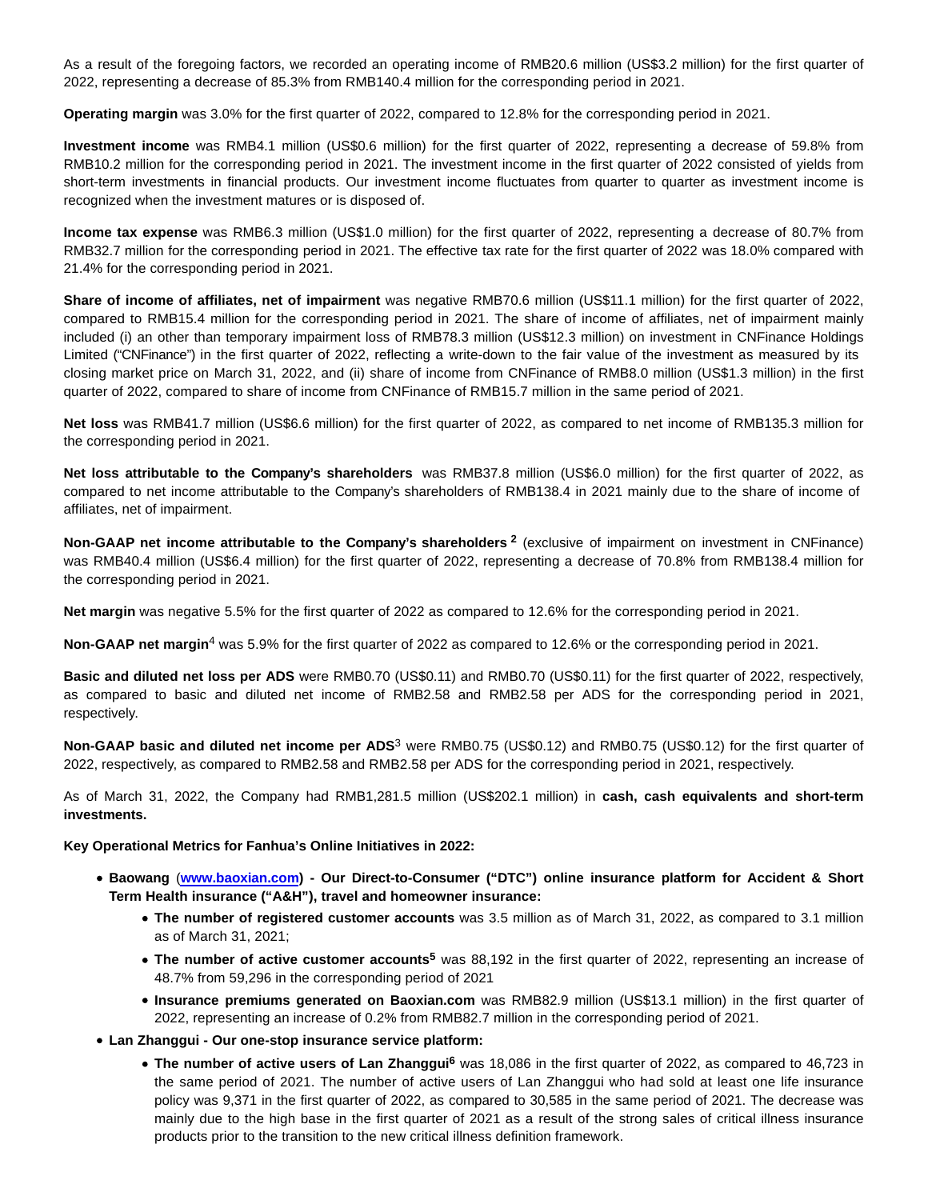As a result of the foregoing factors, we recorded an operating income of RMB20.6 million (US$3.2 million) for the first quarter of 2022, representing a decrease of 85.3% from RMB140.4 million for the corresponding period in 2021.

**Operating margin** was 3.0% for the first quarter of 2022, compared to 12.8% for the corresponding period in 2021.

**Investment income** was RMB4.1 million (US$0.6 million) for the first quarter of 2022, representing a decrease of 59.8% from RMB10.2 million for the corresponding period in 2021. The investment income in the first quarter of 2022 consisted of yields from short-term investments in financial products. Our investment income fluctuates from quarter to quarter as investment income is recognized when the investment matures or is disposed of.

**Income tax expense** was RMB6.3 million (US$1.0 million) for the first quarter of 2022, representing a decrease of 80.7% from RMB32.7 million for the corresponding period in 2021. The effective tax rate for the first quarter of 2022 was 18.0% compared with 21.4% for the corresponding period in 2021.

**Share of income of affiliates, net of impairment** was negative RMB70.6 million (US$11.1 million) for the first quarter of 2022, compared to RMB15.4 million for the corresponding period in 2021. The share of income of affiliates, net of impairment mainly included (i) an other than temporary impairment loss of RMB78.3 million (US$12.3 million) on investment in CNFinance Holdings Limited ("CNFinance") in the first quarter of 2022, reflecting a write-down to the fair value of the investment as measured by its closing market price on March 31, 2022, and (ii) share of income from CNFinance of RMB8.0 million (US$1.3 million) in the first quarter of 2022, compared to share of income from CNFinance of RMB15.7 million in the same period of 2021.

**Net loss** was RMB41.7 million (US$6.6 million) for the first quarter of 2022, as compared to net income of RMB135.3 million for the corresponding period in 2021.

**Net loss attributable to the Company's shareholders** was RMB37.8 million (US$6.0 million) for the first quarter of 2022, as compared to net income attributable to the Company's shareholders of RMB138.4 in 2021 mainly due to the share of income of affiliates, net of impairment.

**Non-GAAP net income attributable to the Company's shareholders** [2] (exclusive of impairment on investment in CNFinance) was RMB40.4 million (US$6.4 million) for the first quarter of 2022, representing a decrease of 70.8% from RMB138.4 million for the corresponding period in 2021.

**Net margin** was negative 5.5% for the first quarter of 2022 as compared to 12.6% for the corresponding period in 2021.

**Non-GAAP net margin**[4] was 5.9% for the first quarter of 2022 as compared to 12.6% or the corresponding period in 2021.

**Basic and diluted net loss per ADS** were RMB0.70 (US$0.11) and RMB0.70 (US$0.11) for the first quarter of 2022, respectively, as compared to basic and diluted net income of RMB2.58 and RMB2.58 per ADS for the corresponding period in 2021, respectively.

**Non-GAAP basic and diluted net income per ADS**[3] were RMB0.75 (US$0.12) and RMB0.75 (US$0.12) for the first quarter of 2022, respectively, as compared to RMB2.58 and RMB2.58 per ADS for the corresponding period in 2021, respectively.

As of March 31, 2022, the Company had RMB1,281.5 million (US$202.1 million) in **cash, cash equivalents and short-term investments.**

**Key Operational Metrics for Fanhua's Online Initiatives in 2022:**

- **Baowang** ([www.baoxian.com](www.baoxian.com)**) - Our Direct-to-Consumer ("DTC") online insurance platform for Accident & Short Term Health insurance ("A&H"), travel and homeowner insurance:**
  - **The number of registered customer accounts** was 3.5 million as of March 31, 2022, as compared to 3.1 million as of March 31, 2021;
  - **The number of active customer accounts**[5] was 88,192 in the first quarter of 2022, representing an increase of 48.7% from 59,296 in the corresponding period of 2021
  - **Insurance premiums generated on Baoxian.com** was RMB82.9 million (US$13.1 million) in the first quarter of 2022, representing an increase of 0.2% from RMB82.7 million in the corresponding period of 2021.
- **Lan Zhanggui - Our one-stop insurance service platform:**
  - **The number of active users of Lan Zhanggui**[6] was 18,086 in the first quarter of 2022, as compared to 46,723 in the same period of 2021. The number of active users of Lan Zhanggui who had sold at least one life insurance policy was 9,371 in the first quarter of 2022, as compared to 30,585 in the same period of 2021. The decrease was mainly due to the high base in the first quarter of 2021 as a result of the strong sales of critical illness insurance products prior to the transition to the new critical illness definition framework.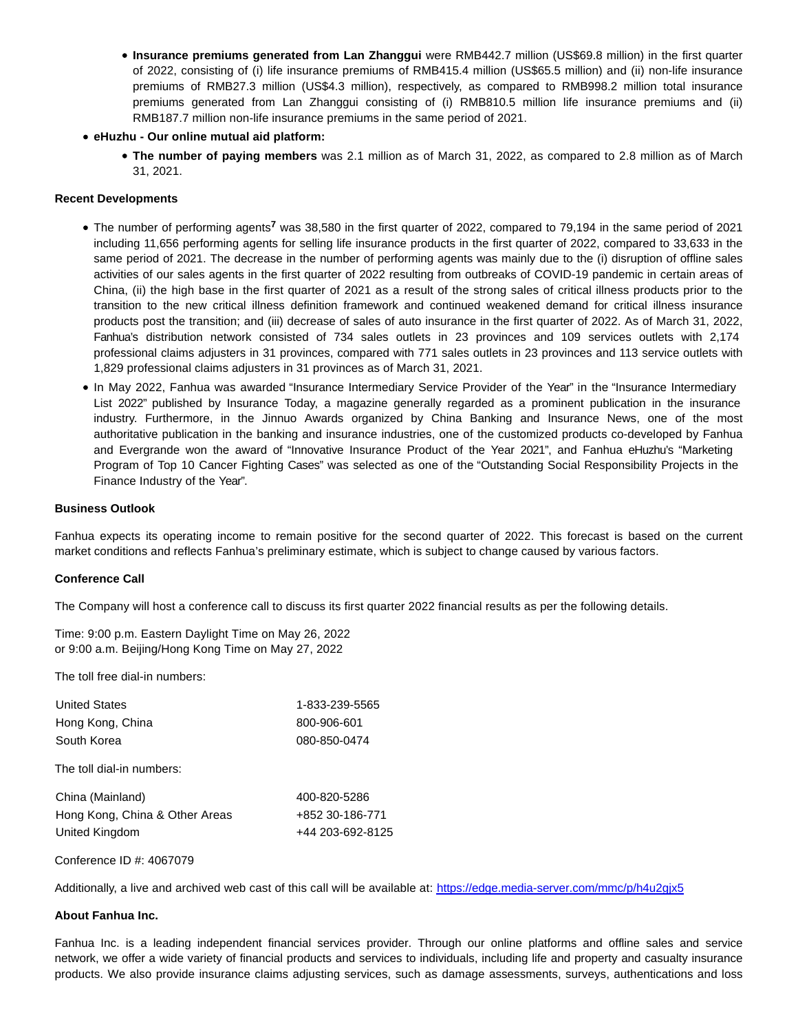- **Insurance premiums generated from Lan Zhanggui** were RMB442.7 million (US$69.8 million) in the first quarter of 2022, consisting of (i) life insurance premiums of RMB415.4 million (US$65.5 million) and (ii) non-life insurance premiums of RMB27.3 million (US$4.3 million), respectively, as compared to RMB998.2 million total insurance premiums generated from Lan Zhanggui consisting of (i) RMB810.5 million life insurance premiums and (ii) RMB187.7 million non-life insurance premiums in the same period of 2021.
- **eHuzhu - Our online mutual aid platform:**
    - **The number of paying members** was 2.1 million as of March 31, 2022, as compared to 2.8 million as of March 31, 2021.

**Recent Developments**

- The number of performing agents[7] was 38,580 in the first quarter of 2022, compared to 79,194 in the same period of 2021 including 11,656 performing agents for selling life insurance products in the first quarter of 2022, compared to 33,633 in the same period of 2021. The decrease in the number of performing agents was mainly due to the (i) disruption of offline sales activities of our sales agents in the first quarter of 2022 resulting from outbreaks of COVID-19 pandemic in certain areas of China, (ii) the high base in the first quarter of 2021 as a result of the strong sales of critical illness products prior to the transition to the new critical illness definition framework and continued weakened demand for critical illness insurance products post the transition; and (iii) decrease of sales of auto insurance in the first quarter of 2022. As of March 31, 2022, Fanhua's distribution network consisted of 734 sales outlets in 23 provinces and 109 services outlets with 2,174 professional claims adjusters in 31 provinces, compared with 771 sales outlets in 23 provinces and 113 service outlets with 1,829 professional claims adjusters in 31 provinces as of March 31, 2021.
- In May 2022, Fanhua was awarded "Insurance Intermediary Service Provider of the Year" in the "Insurance Intermediary List 2022" published by Insurance Today, a magazine generally regarded as a prominent publication in the insurance industry. Furthermore, in the Jinnuo Awards organized by China Banking and Insurance News, one of the most authoritative publication in the banking and insurance industries, one of the customized products co-developed by Fanhua and Evergrande won the award of "Innovative Insurance Product of the Year 2021", and Fanhua eHuzhu's "Marketing Program of Top 10 Cancer Fighting Cases" was selected as one of the "Outstanding Social Responsibility Projects in the Finance Industry of the Year".

**Business Outlook**

Fanhua expects its operating income to remain positive for the second quarter of 2022. This forecast is based on the current market conditions and reflects Fanhua's preliminary estimate, which is subject to change caused by various factors.

**Conference Call**

The Company will host a conference call to discuss its first quarter 2022 financial results as per the following details.

Time: 9:00 p.m. Eastern Daylight Time on May 26, 2022
or 9:00 a.m. Beijing/Hong Kong Time on May 27, 2022

The toll free dial-in numbers:

| | |
|---|---|
| United States | 1-833-239-5565 |
| Hong Kong, China | 800-906-601 |
| South Korea | 080-850-0474 |

The toll dial-in numbers:

| | |
|---|---|
| China (Mainland) | 400-820-5286 |
| Hong Kong, China & Other Areas | +852 30-186-771 |
| United Kingdom | +44 203-692-8125 |

Conference ID #: 4067079

Additionally, a live and archived web cast of this call will be available at: https://edge.media-server.com/mmc/p/h4u2gjx5

**About Fanhua Inc.**

Fanhua Inc. is a leading independent financial services provider. Through our online platforms and offline sales and service network, we offer a wide variety of financial products and services to individuals, including life and property and casualty insurance products. We also provide insurance claims adjusting services, such as damage assessments, surveys, authentications and loss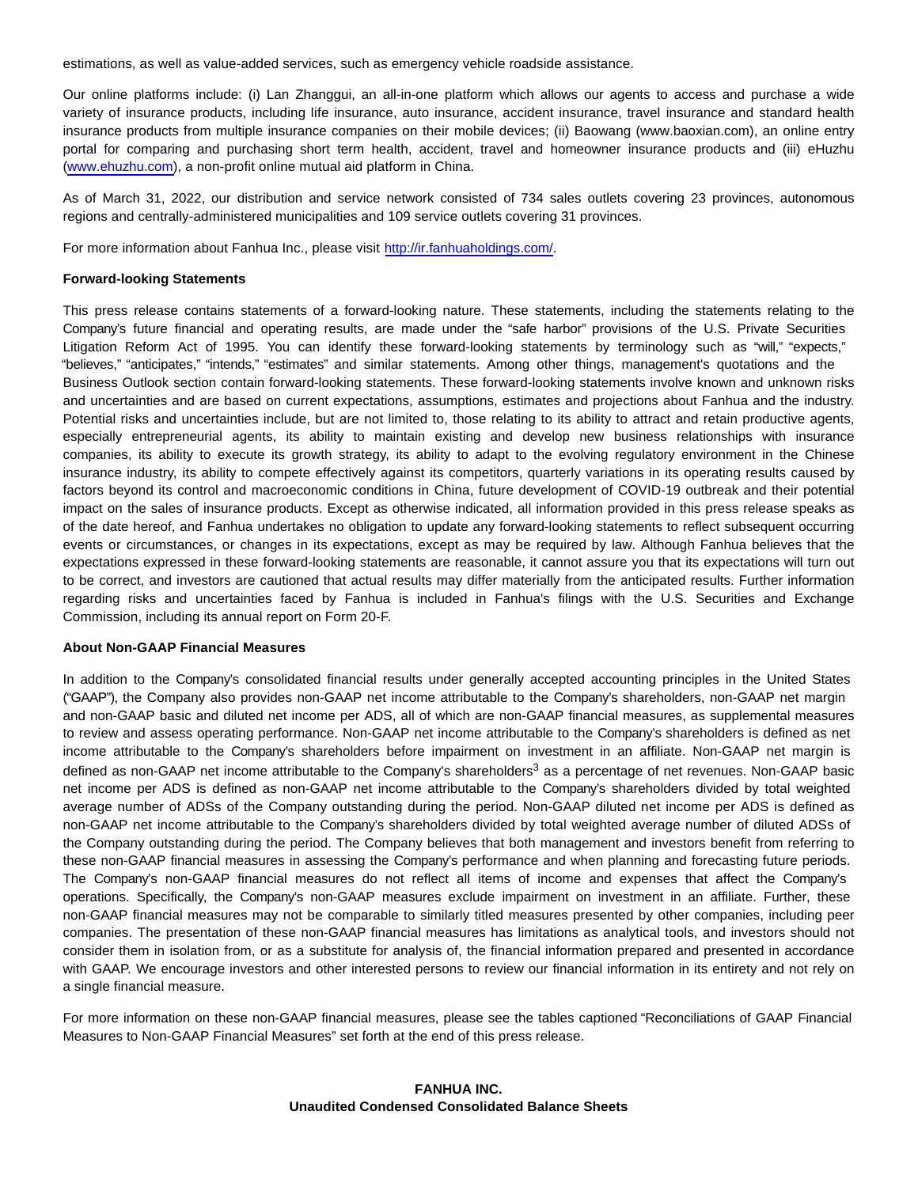estimations, as well as value-added services, such as emergency vehicle roadside assistance.

Our online platforms include: (i) Lan Zhanggui, an all-in-one platform which allows our agents to access and purchase a wide variety of insurance products, including life insurance, auto insurance, accident insurance, travel insurance and standard health insurance products from multiple insurance companies on their mobile devices; (ii) Baowang (www.baoxian.com), an online entry portal for comparing and purchasing short term health, accident, travel and homeowner insurance products and (iii) eHuzhu (www.ehuzhu.com), a non-profit online mutual aid platform in China.

As of March 31, 2022, our distribution and service network consisted of 734 sales outlets covering 23 provinces, autonomous regions and centrally-administered municipalities and 109 service outlets covering 31 provinces.

For more information about Fanhua Inc., please visit http://ir.fanhuaholdings.com/.

**Forward-looking Statements**

This press release contains statements of a forward-looking nature. These statements, including the statements relating to the Company's future financial and operating results, are made under the "safe harbor" provisions of the U.S. Private Securities Litigation Reform Act of 1995. You can identify these forward-looking statements by terminology such as "will," "expects," "believes," "anticipates," "intends," "estimates" and similar statements. Among other things, management's quotations and the Business Outlook section contain forward-looking statements. These forward-looking statements involve known and unknown risks and uncertainties and are based on current expectations, assumptions, estimates and projections about Fanhua and the industry. Potential risks and uncertainties include, but are not limited to, those relating to its ability to attract and retain productive agents, especially entrepreneurial agents, its ability to maintain existing and develop new business relationships with insurance companies, its ability to execute its growth strategy, its ability to adapt to the evolving regulatory environment in the Chinese insurance industry, its ability to compete effectively against its competitors, quarterly variations in its operating results caused by factors beyond its control and macroeconomic conditions in China, future development of COVID-19 outbreak and their potential impact on the sales of insurance products. Except as otherwise indicated, all information provided in this press release speaks as of the date hereof, and Fanhua undertakes no obligation to update any forward-looking statements to reflect subsequent occurring events or circumstances, or changes in its expectations, except as may be required by law. Although Fanhua believes that the expectations expressed in these forward-looking statements are reasonable, it cannot assure you that its expectations will turn out to be correct, and investors are cautioned that actual results may differ materially from the anticipated results. Further information regarding risks and uncertainties faced by Fanhua is included in Fanhua's filings with the U.S. Securities and Exchange Commission, including its annual report on Form 20-F.

**About Non-GAAP Financial Measures**

In addition to the Company's consolidated financial results under generally accepted accounting principles in the United States ("GAAP"), the Company also provides non-GAAP net income attributable to the Company's shareholders, non-GAAP net margin and non-GAAP basic and diluted net income per ADS, all of which are non-GAAP financial measures, as supplemental measures to review and assess operating performance. Non-GAAP net income attributable to the Company's shareholders is defined as net income attributable to the Company's shareholders before impairment on investment in an affiliate. Non-GAAP net margin is defined as non-GAAP net income attributable to the Company's shareholders[3] as a percentage of net revenues. Non-GAAP basic net income per ADS is defined as non-GAAP net income attributable to the Company's shareholders divided by total weighted average number of ADSs of the Company outstanding during the period. Non-GAAP diluted net income per ADS is defined as non-GAAP net income attributable to the Company's shareholders divided by total weighted average number of diluted ADSs of the Company outstanding during the period. The Company believes that both management and investors benefit from referring to these non-GAAP financial measures in assessing the Company's performance and when planning and forecasting future periods. The Company's non-GAAP financial measures do not reflect all items of income and expenses that affect the Company's operations. Specifically, the Company's non-GAAP measures exclude impairment on investment in an affiliate. Further, these non-GAAP financial measures may not be comparable to similarly titled measures presented by other companies, including peer companies. The presentation of these non-GAAP financial measures has limitations as analytical tools, and investors should not consider them in isolation from, or as a substitute for analysis of, the financial information prepared and presented in accordance with GAAP. We encourage investors and other interested persons to review our financial information in its entirety and not rely on a single financial measure.

For more information on these non-GAAP financial measures, please see the tables captioned "Reconciliations of GAAP Financial Measures to Non-GAAP Financial Measures" set forth at the end of this press release.

**FANHUA INC.**
**Unaudited Condensed Consolidated Balance Sheets**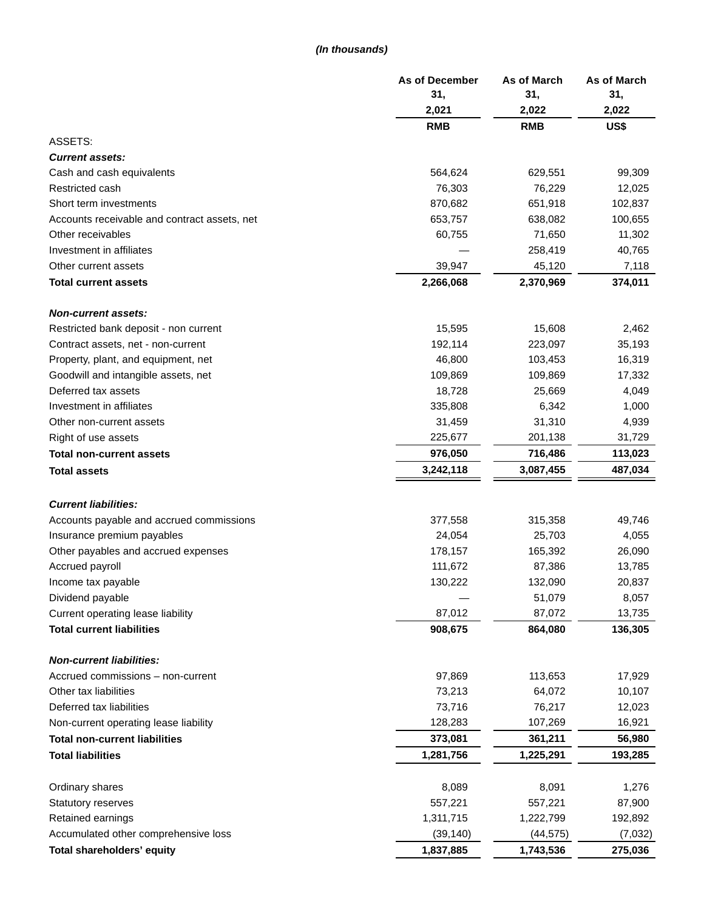*(In thousands)*

| | As of December 31, 2,021 | As of March 31, 2,022 | As of March 31, 2,022 |
|---|---|---|---|
| | RMB | RMB | US$ |
| ASSETS: | | | |
| ***Current assets:*** | | | |
| Cash and cash equivalents | 564,624 | 629,551 | 99,309 |
| Restricted cash | 76,303 | 76,229 | 12,025 |
| Short term investments | 870,682 | 651,918 | 102,837 |
| Accounts receivable and contract assets, net | 653,757 | 638,082 | 100,655 |
| Other receivables | 60,755 | 71,650 | 11,302 |
| Investment in affiliates | — | 258,419 | 40,765 |
| Other current assets | 39,947 | 45,120 | 7,118 |
| **Total current assets** | **2,266,068** | **2,370,969** | **374,011** |
| ***Non-current assets:*** | | | |
| Restricted bank deposit - non current | 15,595 | 15,608 | 2,462 |
| Contract assets, net - non-current | 192,114 | 223,097 | 35,193 |
| Property, plant, and equipment, net | 46,800 | 103,453 | 16,319 |
| Goodwill and intangible assets, net | 109,869 | 109,869 | 17,332 |
| Deferred tax assets | 18,728 | 25,669 | 4,049 |
| Investment in affiliates | 335,808 | 6,342 | 1,000 |
| Other non-current assets | 31,459 | 31,310 | 4,939 |
| Right of use assets | 225,677 | 201,138 | 31,729 |
| **Total non-current assets** | **976,050** | **716,486** | **113,023** |
| **Total assets** | **3,242,118** | **3,087,455** | **487,034** |
| ***Current liabilities:*** | | | |
| Accounts payable and accrued commissions | 377,558 | 315,358 | 49,746 |
| Insurance premium payables | 24,054 | 25,703 | 4,055 |
| Other payables and accrued expenses | 178,157 | 165,392 | 26,090 |
| Accrued payroll | 111,672 | 87,386 | 13,785 |
| Income tax payable | 130,222 | 132,090 | 20,837 |
| Dividend payable | — | 51,079 | 8,057 |
| Current operating lease liability | 87,012 | 87,072 | 13,735 |
| **Total current liabilities** | **908,675** | **864,080** | **136,305** |
| ***Non-current liabilities:*** | | | |
| Accrued commissions – non-current | 97,869 | 113,653 | 17,929 |
| Other tax liabilities | 73,213 | 64,072 | 10,107 |
| Deferred tax liabilities | 73,716 | 76,217 | 12,023 |
| Non-current operating lease liability | 128,283 | 107,269 | 16,921 |
| **Total non-current liabilities** | **373,081** | **361,211** | **56,980** |
| **Total liabilities** | **1,281,756** | **1,225,291** | **193,285** |
| Ordinary shares | 8,089 | 8,091 | 1,276 |
| Statutory reserves | 557,221 | 557,221 | 87,900 |
| Retained earnings | 1,311,715 | 1,222,799 | 192,892 |
| Accumulated other comprehensive loss | (39,140) | (44,575) | (7,032) |
| **Total shareholders' equity** | **1,837,885** | **1,743,536** | **275,036** |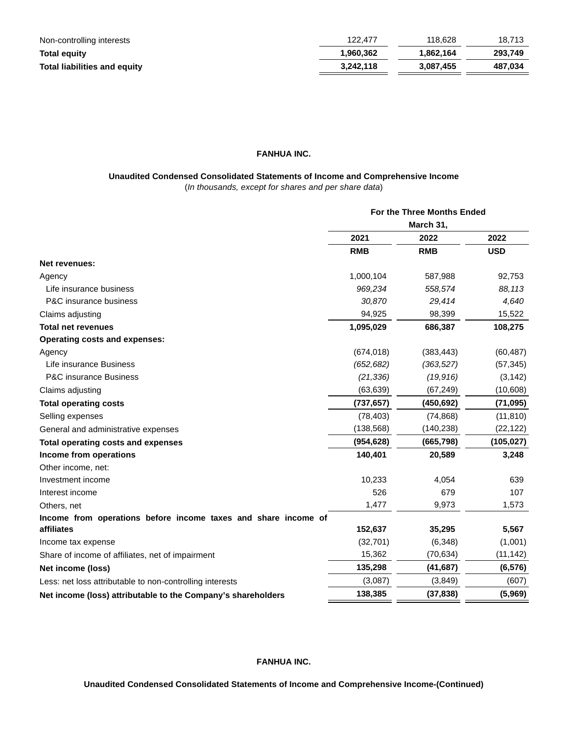| | | | |
|---|---|---|---|
| Non-controlling interests | 122,477 | 118,628 | 18,713 |
| **Total equity** | **1,960,362** | **1,862,164** | **293,749** |
| **Total liabilities and equity** | **3,242,118** | **3,087,455** | **487,034** |

**FANHUA INC.**

**Unaudited Condensed Consolidated Statements of Income and Comprehensive Income**
(*In thousands, except for shares and per share data*)

| | **For the Three Months Ended March 31,** | | |
|---|---|---|---|
| | **2021** | **2022** | **2022** |
| | **RMB** | **RMB** | **USD** |
| **Net revenues:** | | | |
| Agency | 1,000,104 | 587,988 | 92,753 |
| Life insurance business | *969,234* | *558,574* | *88,113* |
| P&C insurance business | *30,870* | *29,414* | *4,640* |
| Claims adjusting | 94,925 | 98,399 | 15,522 |
| **Total net revenues** | **1,095,029** | **686,387** | **108,275** |
| **Operating costs and expenses:** | | | |
| Agency | (674,018) | (383,443) | (60,487) |
| Life insurance Business | *(652,682)* | *(363,527)* | (57,345) |
| P&C insurance Business | *(21,336)* | *(19,916)* | (3,142) |
| Claims adjusting | (63,639) | (67,249) | (10,608) |
| **Total operating costs** | **(737,657)** | **(450,692)** | **(71,095)** |
| Selling expenses | (78,403) | (74,868) | (11,810) |
| General and administrative expenses | (138,568) | (140,238) | (22,122) |
| **Total operating costs and expenses** | **(954,628)** | **(665,798)** | **(105,027)** |
| **Income from operations** | **140,401** | **20,589** | **3,248** |
| Other income, net: | | | |
| Investment income | 10,233 | 4,054 | 639 |
| Interest income | 526 | 679 | 107 |
| Others, net | 1,477 | 9,973 | 1,573 |
| **Income from operations before income taxes and share income of affiliates** | **152,637** | **35,295** | **5,567** |
| Income tax expense | (32,701) | (6,348) | (1,001) |
| Share of income of affiliates, net of impairment | 15,362 | (70,634) | (11,142) |
| **Net income (loss)** | **135,298** | **(41,687)** | **(6,576)** |
| Less: net loss attributable to non-controlling interests | (3,087) | (3,849) | (607) |
| **Net income (loss) attributable to the Company's shareholders** | **138,385** | **(37,838)** | **(5,969)** |

**FANHUA INC.**

**Unaudited Condensed Consolidated Statements of Income and Comprehensive Income-(Continued)**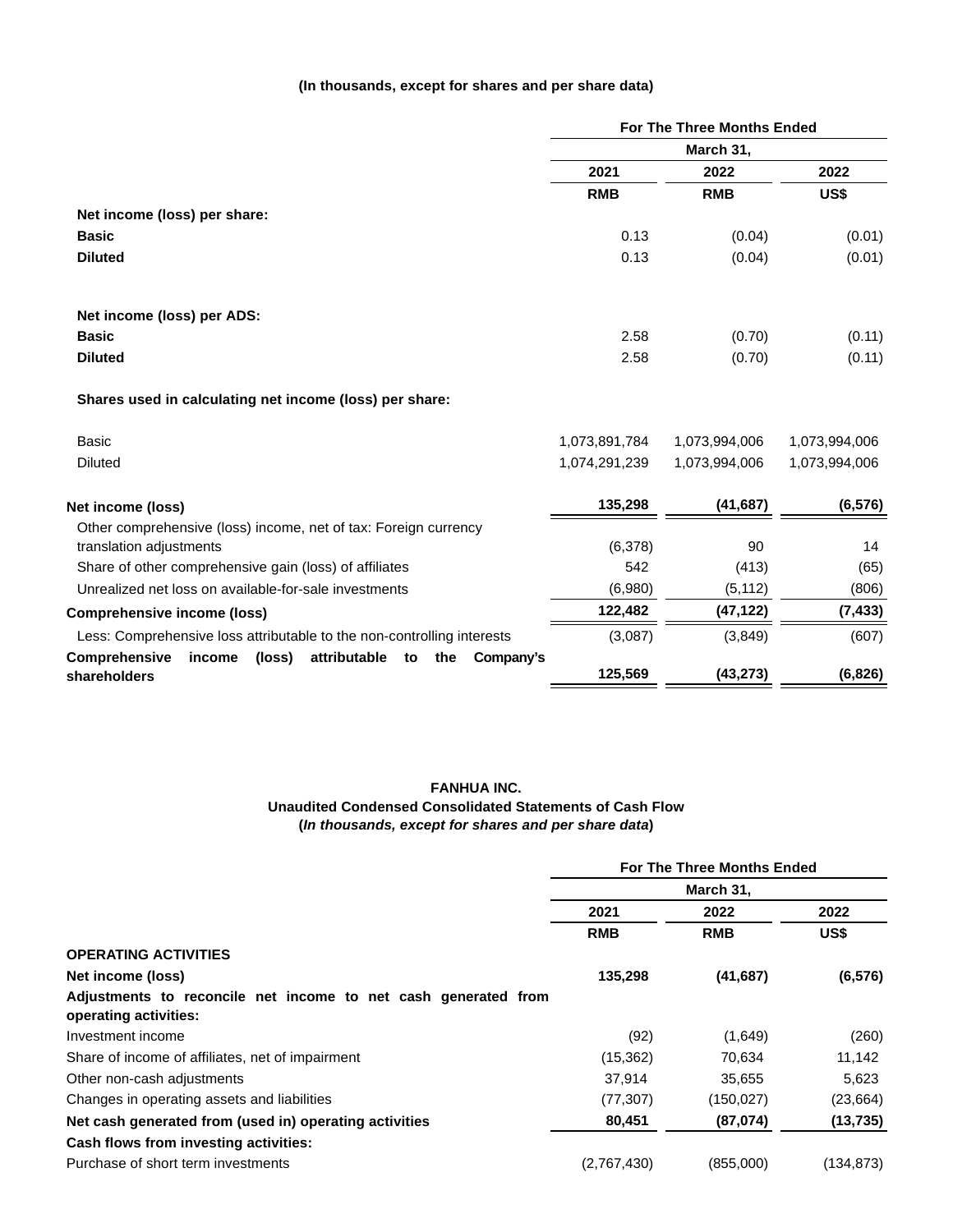**(In thousands, except for shares and per share data)**

| | For The Three Months Ended March 31, | | |
|---|---|---|---|
| | 2021 | 2022 | 2022 |
| | RMB | RMB | US$ |
| **Net income (loss) per share:** | | | |
| **Basic** | 0.13 | (0.04) | (0.01) |
| **Diluted** | 0.13 | (0.04) | (0.01) |
| **Net income (loss) per ADS:** | | | |
| **Basic** | 2.58 | (0.70) | (0.11) |
| **Diluted** | 2.58 | (0.70) | (0.11) |
| **Shares used in calculating net income (loss) per share:** | | | |
| Basic | 1,073,891,784 | 1,073,994,006 | 1,073,994,006 |
| Diluted | 1,074,291,239 | 1,073,994,006 | 1,073,994,006 |
| **Net income (loss)** | **135,298** | **(41,687)** | **(6,576)** |
| Other comprehensive (loss) income, net of tax: Foreign currency translation adjustments | (6,378) | 90 | 14 |
| Share of other comprehensive gain (loss) of affiliates | 542 | (413) | (65) |
| Unrealized net loss on available-for-sale investments | (6,980) | (5,112) | (806) |
| **Comprehensive income (loss)** | **122,482** | **(47,122)** | **(7,433)** |
| Less: Comprehensive loss attributable to the non-controlling interests | (3,087) | (3,849) | (607) |
| **Comprehensive income (loss) attributable to the Company's shareholders** | **125,569** | **(43,273)** | **(6,826)** |

**FANHUA INC.**
**Unaudited Condensed Consolidated Statements of Cash Flow**
**(*In thousands, except for shares and per share data*)**

| | For The Three Months Ended March 31, | | |
|---|---|---|---|
| | 2021 | 2022 | 2022 |
| | RMB | RMB | US$ |
| **OPERATING ACTIVITIES** | | | |
| **Net income (loss)** | **135,298** | **(41,687)** | **(6,576)** |
| **Adjustments to reconcile net income to net cash generated from operating activities:** | | | |
| Investment income | (92) | (1,649) | (260) |
| Share of income of affiliates, net of impairment | (15,362) | 70,634 | 11,142 |
| Other non-cash adjustments | 37,914 | 35,655 | 5,623 |
| Changes in operating assets and liabilities | (77,307) | (150,027) | (23,664) |
| **Net cash generated from (used in) operating activities** | **80,451** | **(87,074)** | **(13,735)** |
| **Cash flows from investing activities:** | | | |
| Purchase of short term investments | (2,767,430) | (855,000) | (134,873) |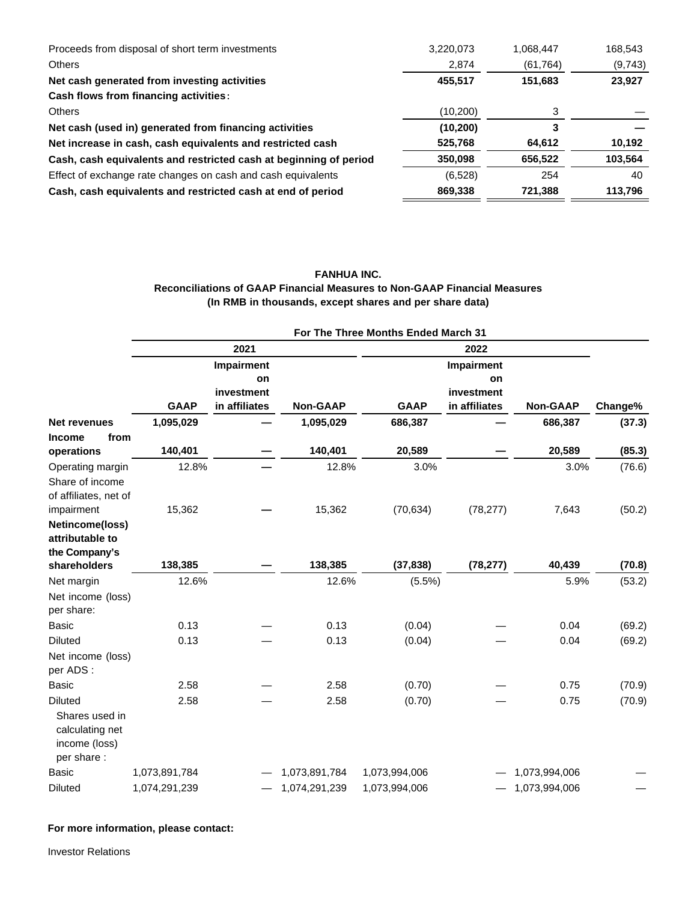| | | | |
|---|---|---|---|
| Proceeds from disposal of short term investments | 3,220,073 | 1,068,447 | 168,543 |
| Others | 2,874 | (61,764) | (9,743) |
| **Net cash generated from investing activities** | **455,517** | **151,683** | **23,927** |
| **Cash flows from financing activities:** | | | |
| Others | (10,200) | 3 | — |
| **Net cash (used in) generated from financing activities** | **(10,200)** | **3** | **—** |
| **Net increase in cash, cash equivalents and restricted cash** | **525,768** | **64,612** | **10,192** |
| **Cash, cash equivalents and restricted cash at beginning of period** | **350,098** | **656,522** | **103,564** |
| Effect of exchange rate changes on cash and cash equivalents | (6,528) | 254 | 40 |
| **Cash, cash equivalents and restricted cash at end of period** | **869,338** | **721,388** | **113,796** |

**FANHUA INC.**
**Reconciliations of GAAP Financial Measures to Non-GAAP Financial Measures**
**(In RMB in thousands, except shares and per share data)**

| | For The Three Months Ended March 31 | | | | | | |
|---|---|---|---|---|---|---|---|
| | 2021 | | | 2022 | | | |
| | **GAAP** | **Impairment on investment in affiliates** | **Non-GAAP** | **GAAP** | **Impairment on investment in affiliates** | **Non-GAAP** | **Change%** |
| **Net revenues** | **1,095,029** | **—** | **1,095,029** | **686,387** | **—** | **686,387** | **(37.3)** |
| **Income from operations** | **140,401** | **—** | **140,401** | **20,589** | **—** | **20,589** | **(85.3)** |
| Operating margin | 12.8% | — | 12.8% | 3.0% | | 3.0% | (76.6) |
| Share of income of affiliates, net of impairment | 15,362 | — | 15,362 | (70,634) | (78,277) | 7,643 | (50.2) |
| **Netincome(loss) attributable to the Company's shareholders** | **138,385** | **—** | **138,385** | **(37,838)** | **(78,277)** | **40,439** | **(70.8)** |
| Net margin | 12.6% | | 12.6% | (5.5%) | | 5.9% | (53.2) |
| Net income (loss) per share: | | | | | | | |
| Basic | 0.13 | — | 0.13 | (0.04) | — | 0.04 | (69.2) |
| Diluted | 0.13 | — | 0.13 | (0.04) | — | 0.04 | (69.2) |
| Net income (loss) per ADS : | | | | | | | |
| Basic | 2.58 | — | 2.58 | (0.70) | — | 0.75 | (70.9) |
| Diluted | 2.58 | — | 2.58 | (0.70) | — | 0.75 | (70.9) |
| Shares used in calculating net income (loss) per share : | | | | | | | |
| Basic | 1,073,891,784 | — | 1,073,891,784 | 1,073,994,006 | — | 1,073,994,006 | — |
| Diluted | 1,074,291,239 | — | 1,074,291,239 | 1,073,994,006 | — | 1,073,994,006 | — |

**For more information, please contact:**

Investor Relations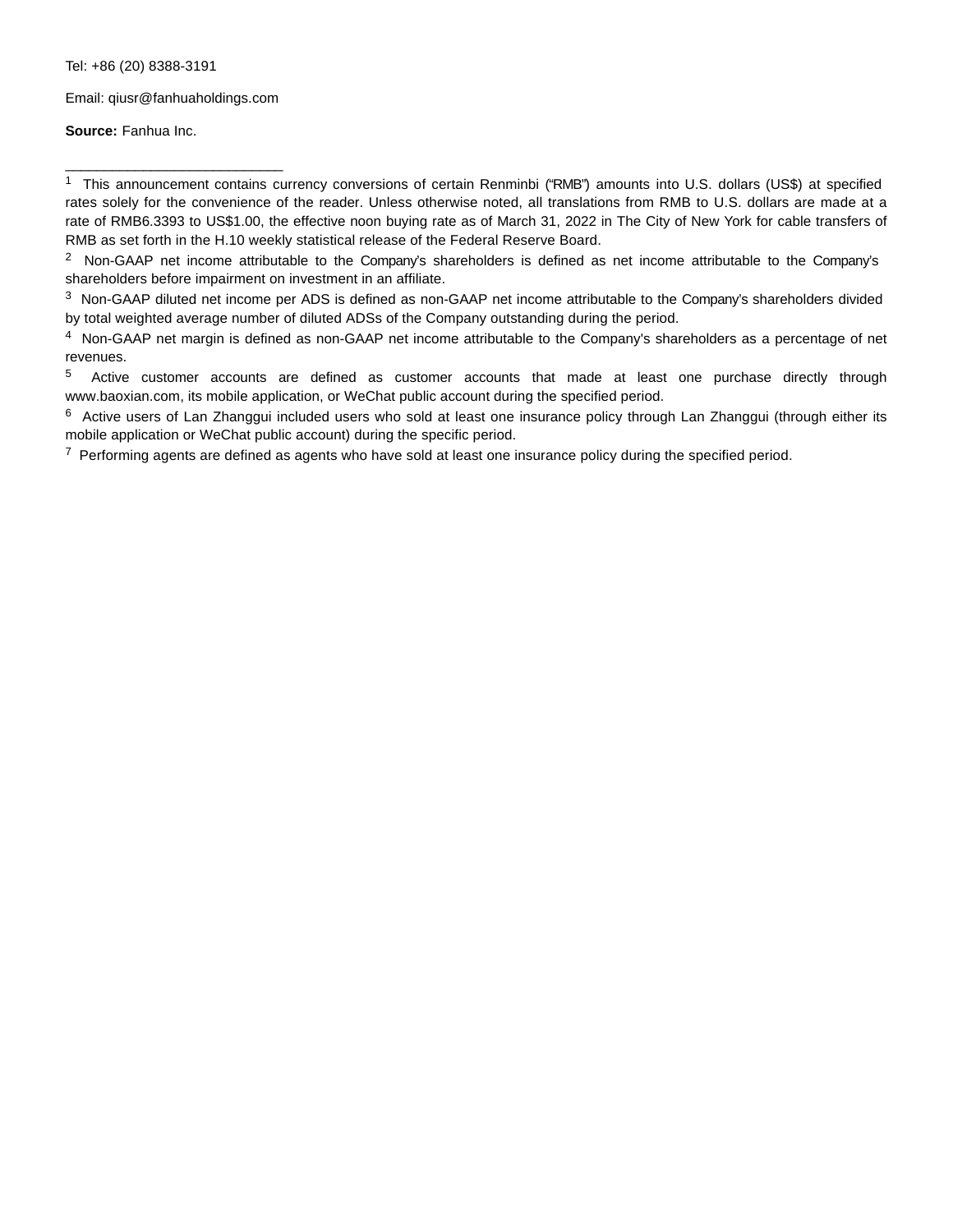Tel: +86 (20) 8388-3191

Email: qiusr@fanhuaholdings.com

**Source:** Fanhua Inc.

___________________________

[1] This announcement contains currency conversions of certain Renminbi ("RMB") amounts into U.S. dollars (US$) at specified rates solely for the convenience of the reader. Unless otherwise noted, all translations from RMB to U.S. dollars are made at a rate of RMB6.3393 to US$1.00, the effective noon buying rate as of March 31, 2022 in The City of New York for cable transfers of RMB as set forth in the H.10 weekly statistical release of the Federal Reserve Board.

[2] Non-GAAP net income attributable to the Company's shareholders is defined as net income attributable to the Company's shareholders before impairment on investment in an affiliate.

[3] Non-GAAP diluted net income per ADS is defined as non-GAAP net income attributable to the Company's shareholders divided by total weighted average number of diluted ADSs of the Company outstanding during the period.

[4] Non-GAAP net margin is defined as non-GAAP net income attributable to the Company's shareholders as a percentage of net revenues.

[5] Active customer accounts are defined as customer accounts that made at least one purchase directly through www.baoxian.com, its mobile application, or WeChat public account during the specified period.

[6] Active users of Lan Zhanggui included users who sold at least one insurance policy through Lan Zhanggui (through either its mobile application or WeChat public account) during the specific period.

[7] Performing agents are defined as agents who have sold at least one insurance policy during the specified period.